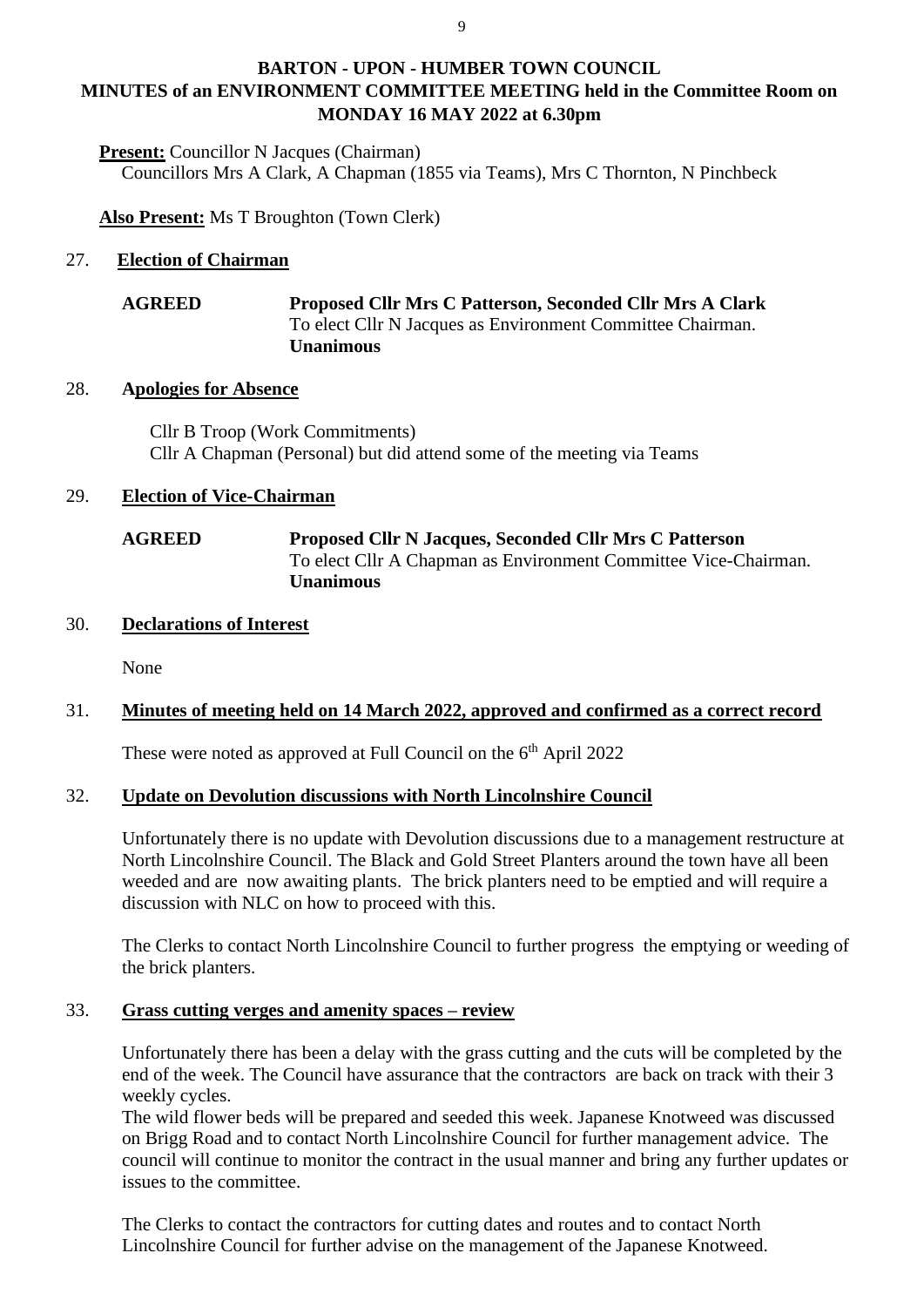**BARTON - UPON - HUMBER TOWN COUNCIL**
**MINUTES of an ENVIRONMENT COMMITTEE MEETING held in the Committee Room on MONDAY 16 MAY 2022 at 6.30pm**

**Present:** Councillor N Jacques (Chairman)
Councillors Mrs A Clark, A Chapman (1855 via Teams), Mrs C Thornton, N Pinchbeck

**Also Present:** Ms T Broughton (Town Clerk)

27. **Election of Chairman**

**AGREED** **Proposed Cllr Mrs C Patterson, Seconded Cllr Mrs A Clark**
To elect Cllr N Jacques as Environment Committee Chairman.
**Unanimous**

28. **Apologies for Absence**

Cllr B Troop (Work Commitments)
Cllr A Chapman (Personal) but did attend some of the meeting via Teams

29. **Election of Vice-Chairman**

**AGREED** **Proposed Cllr N Jacques, Seconded Cllr Mrs C Patterson**
To elect Cllr A Chapman as Environment Committee Vice-Chairman.
**Unanimous**

30. **Declarations of Interest**

None

31. **Minutes of meeting held on 14 March 2022, approved and confirmed as a correct record**

These were noted as approved at Full Council on the 6th April 2022

32. **Update on Devolution discussions with North Lincolnshire Council**

Unfortunately there is no update with Devolution discussions due to a management restructure at North Lincolnshire Council. The Black and Gold Street Planters around the town have all been weeded and are now awaiting plants. The brick planters need to be emptied and will require a discussion with NLC on how to proceed with this.

The Clerks to contact North Lincolnshire Council to further progress the emptying or weeding of the brick planters.

33. **Grass cutting verges and amenity spaces – review**

Unfortunately there has been a delay with the grass cutting and the cuts will be completed by the end of the week. The Council have assurance that the contractors are back on track with their 3 weekly cycles.
The wild flower beds will be prepared and seeded this week. Japanese Knotweed was discussed on Brigg Road and to contact North Lincolnshire Council for further management advice. The council will continue to monitor the contract in the usual manner and bring any further updates or issues to the committee.

The Clerks to contact the contractors for cutting dates and routes and to contact North Lincolnshire Council for further advise on the management of the Japanese Knotweed.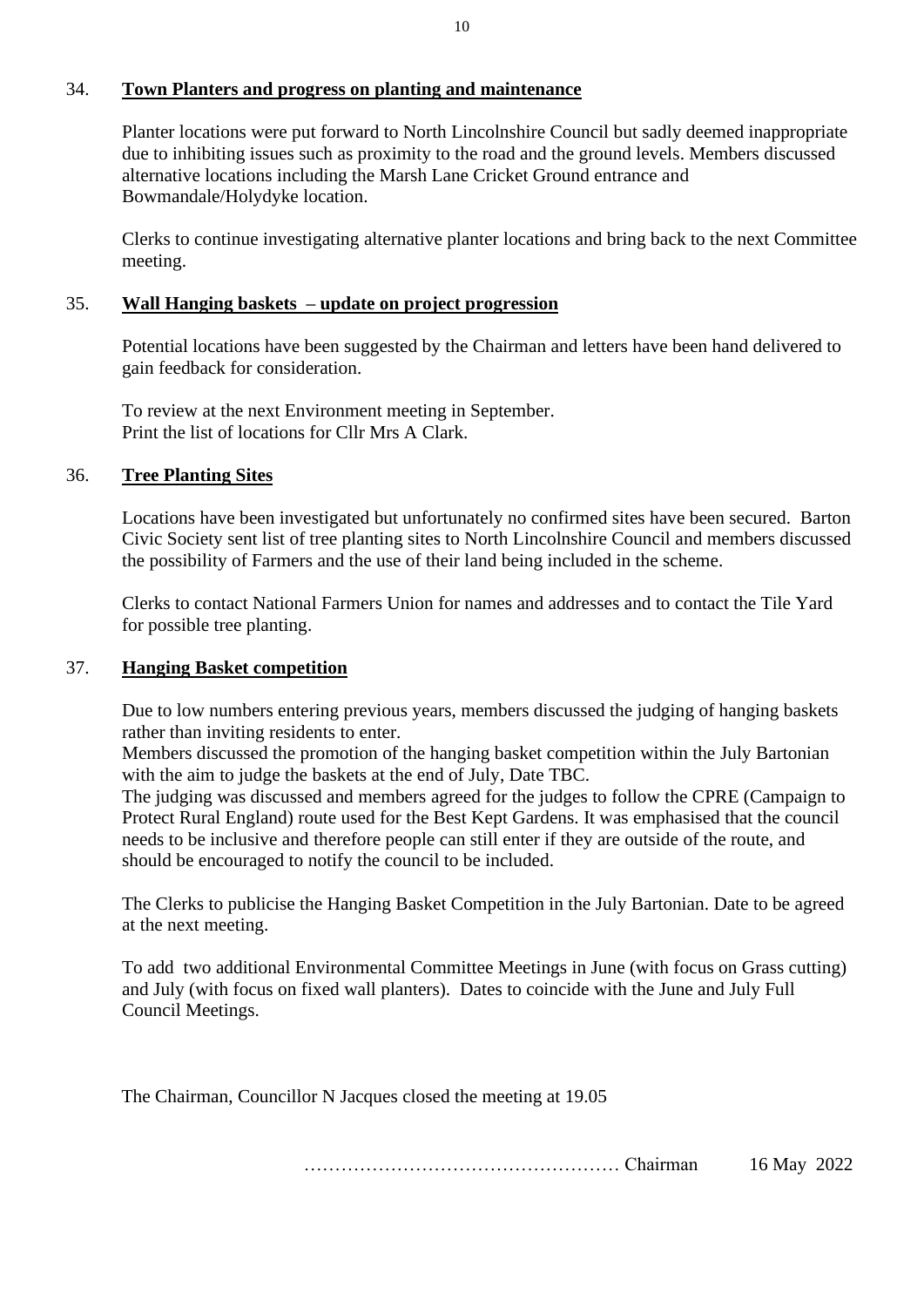## 34. **Town Planters and progress on planting and maintenance**

Planter locations were put forward to North Lincolnshire Council but sadly deemed inappropriate due to inhibiting issues such as proximity to the road and the ground levels. Members discussed alternative locations including the Marsh Lane Cricket Ground entrance and Bowmandale/Holydyke location.

Clerks to continue investigating alternative planter locations and bring back to the next Committee meeting.

## 35. **Wall Hanging baskets – update on project progression**

Potential locations have been suggested by the Chairman and letters have been hand delivered to gain feedback for consideration.

To review at the next Environment meeting in September.
Print the list of locations for Cllr Mrs A Clark.

## 36. **Tree Planting Sites**

Locations have been investigated but unfortunately no confirmed sites have been secured. Barton Civic Society sent list of tree planting sites to North Lincolnshire Council and members discussed the possibility of Farmers and the use of their land being included in the scheme.

Clerks to contact National Farmers Union for names and addresses and to contact the Tile Yard for possible tree planting.

## 37. **Hanging Basket competition**

Due to low numbers entering previous years, members discussed the judging of hanging baskets rather than inviting residents to enter.
Members discussed the promotion of the hanging basket competition within the July Bartonian with the aim to judge the baskets at the end of July, Date TBC.
The judging was discussed and members agreed for the judges to follow the CPRE (Campaign to Protect Rural England) route used for the Best Kept Gardens. It was emphasised that the council needs to be inclusive and therefore people can still enter if they are outside of the route, and should be encouraged to notify the council to be included.

The Clerks to publicise the Hanging Basket Competition in the July Bartonian. Date to be agreed at the next meeting.

To add two additional Environmental Committee Meetings in June (with focus on Grass cutting) and July (with focus on fixed wall planters). Dates to coincide with the June and July Full Council Meetings.

The Chairman, Councillor N Jacques closed the meeting at 19.05

…………………………………………… Chairman 16 May 2022